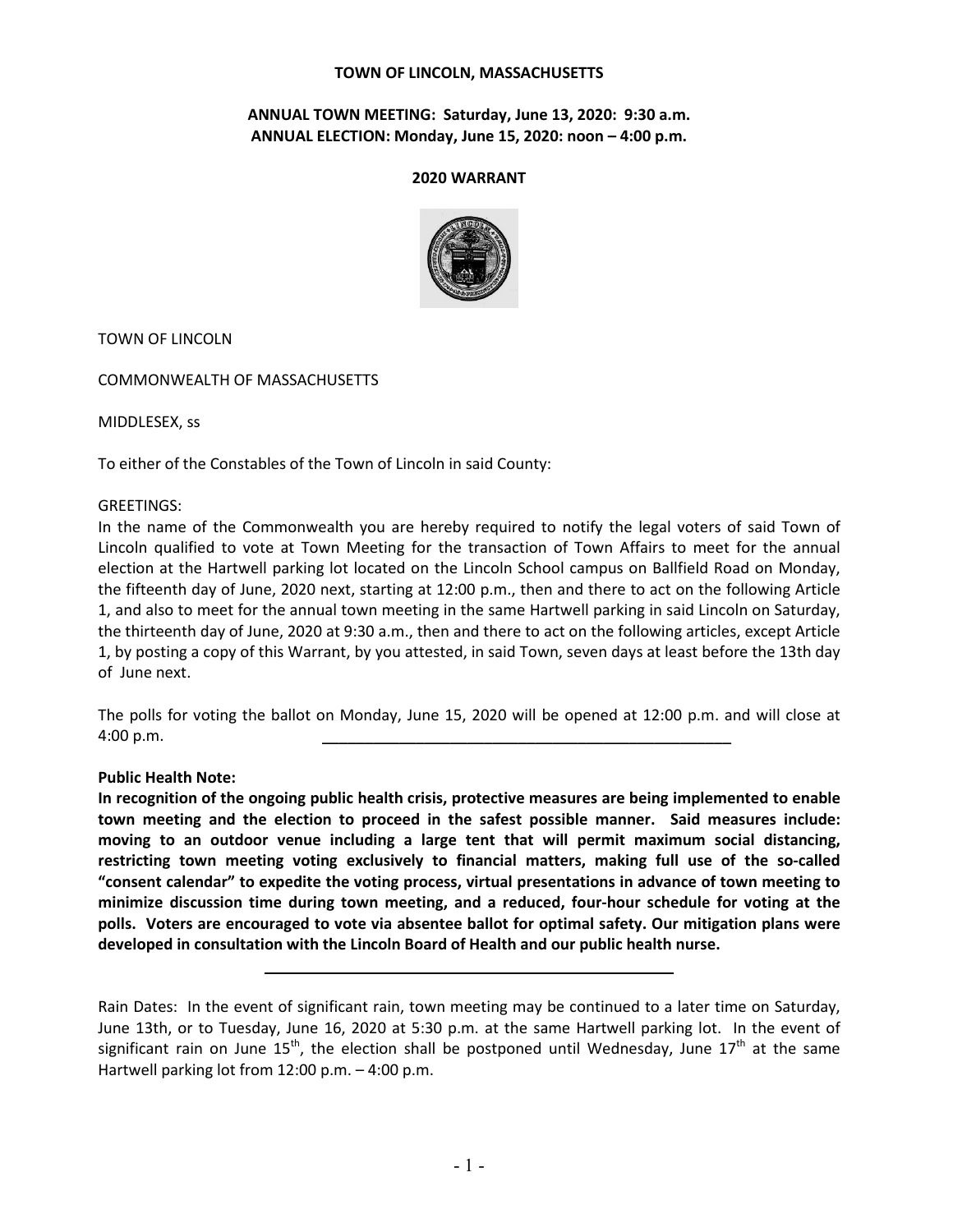**TOWN OF LINCOLN, MASSACHUSETTS**

**ANNUAL TOWN MEETING: Saturday, June 13, 2020: 9:30 a.m.**
**ANNUAL ELECTION: Monday, June 15, 2020: noon – 4:00 p.m.**

**2020 WARRANT**

TOWN OF LINCOLN

COMMONWEALTH OF MASSACHUSETTS

MIDDLESEX, ss

To either of the Constables of the Town of Lincoln in said County:

GREETINGS:
In the name of the Commonwealth you are hereby required to notify the legal voters of said Town of Lincoln qualified to vote at Town Meeting for the transaction of Town Affairs to meet for the annual election at the Hartwell parking lot located on the Lincoln School campus on Ballfield Road on Monday, the fifteenth day of June, 2020 next, starting at 12:00 p.m., then and there to act on the following Article 1, and also to meet for the annual town meeting in the same Hartwell parking in said Lincoln on Saturday, the thirteenth day of June, 2020 at 9:30 a.m., then and there to act on the following articles, except Article 1, by posting a copy of this Warrant, by you attested, in said Town, seven days at least before the 13th day of June next.

The polls for voting the ballot on Monday, June 15, 2020 will be opened at 12:00 p.m. and will close at 4:00 p.m.

---

**Public Health Note:**
**In recognition of the ongoing public health crisis, protective measures are being implemented to enable town meeting and the election to proceed in the safest possible manner. Said measures include: moving to an outdoor venue including a large tent that will permit maximum social distancing, restricting town meeting voting exclusively to financial matters, making full use of the so-called "consent calendar" to expedite the voting process, virtual presentations in advance of town meeting to minimize discussion time during town meeting, and a reduced, four-hour schedule for voting at the polls. Voters are encouraged to vote via absentee ballot for optimal safety. Our mitigation plans were developed in consultation with the Lincoln Board of Health and our public health nurse.**

---

Rain Dates: In the event of significant rain, town meeting may be continued to a later time on Saturday, June 13th, or to Tuesday, June 16, 2020 at 5:30 p.m. at the same Hartwell parking lot. In the event of significant rain on June 15th, the election shall be postponed until Wednesday, June 17th at the same Hartwell parking lot from 12:00 p.m. – 4:00 p.m.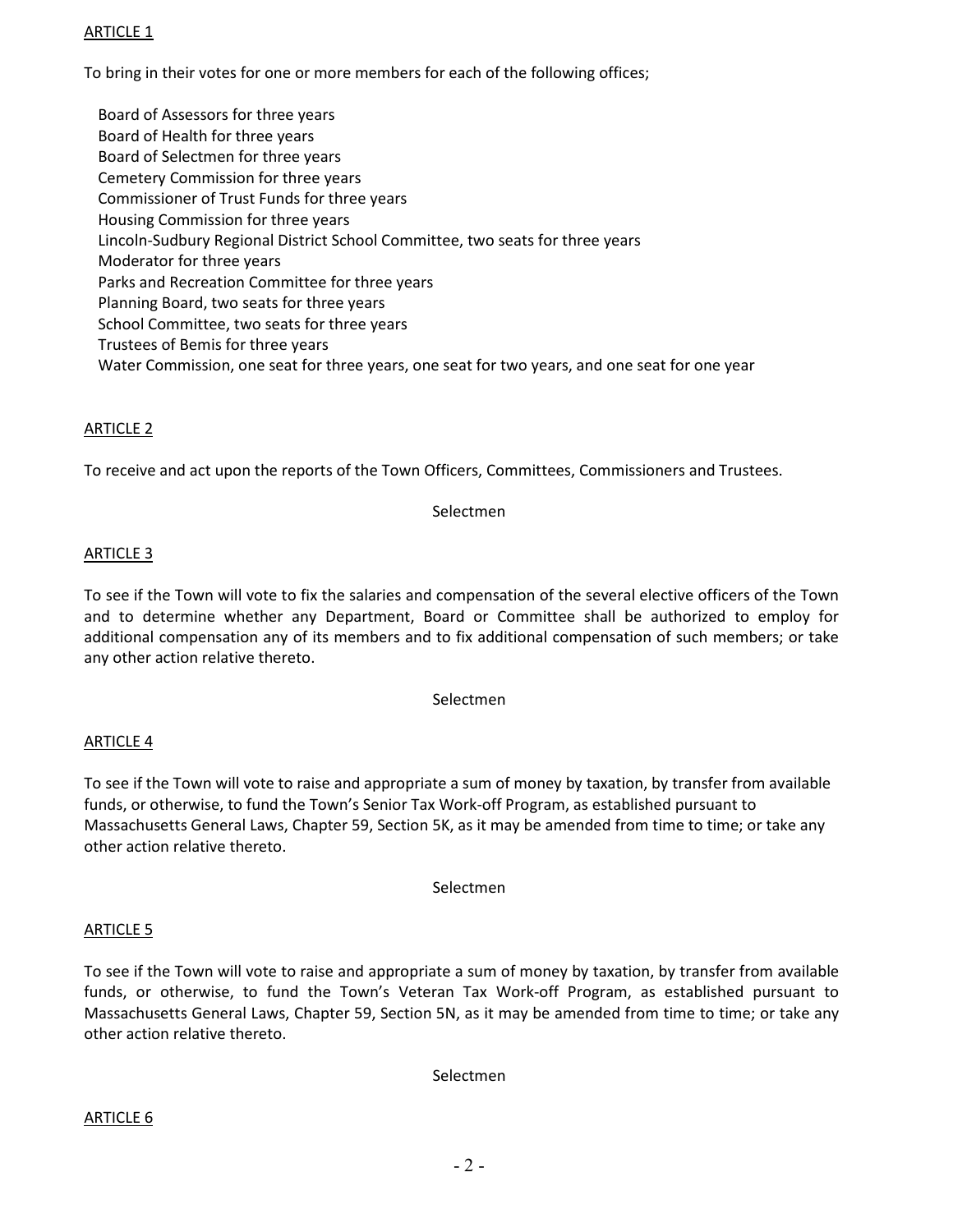ARTICLE 1

To bring in their votes for one or more members for each of the following offices;

Board of Assessors for three years
Board of Health for three years
Board of Selectmen for three years
Cemetery Commission for three years
Commissioner of Trust Funds for three years
Housing Commission for three years
Lincoln-Sudbury Regional District School Committee, two seats for three years
Moderator for three years
Parks and Recreation Committee for three years
Planning Board, two seats for three years
School Committee, two seats for three years
Trustees of Bemis for three years
Water Commission, one seat for three years, one seat for two years, and one seat for one year

ARTICLE 2

To receive and act upon the reports of the Town Officers, Committees, Commissioners and Trustees.

Selectmen

ARTICLE 3

To see if the Town will vote to fix the salaries and compensation of the several elective officers of the Town and to determine whether any Department, Board or Committee shall be authorized to employ for additional compensation any of its members and to fix additional compensation of such members; or take any other action relative thereto.

Selectmen

ARTICLE 4

To see if the Town will vote to raise and appropriate a sum of money by taxation, by transfer from available funds, or otherwise, to fund the Town's Senior Tax Work-off Program, as established pursuant to Massachusetts General Laws, Chapter 59, Section 5K, as it may be amended from time to time; or take any other action relative thereto.

Selectmen

ARTICLE 5

To see if the Town will vote to raise and appropriate a sum of money by taxation, by transfer from available funds, or otherwise, to fund the Town's Veteran Tax Work-off Program, as established pursuant to Massachusetts General Laws, Chapter 59, Section 5N, as it may be amended from time to time; or take any other action relative thereto.

Selectmen

ARTICLE 6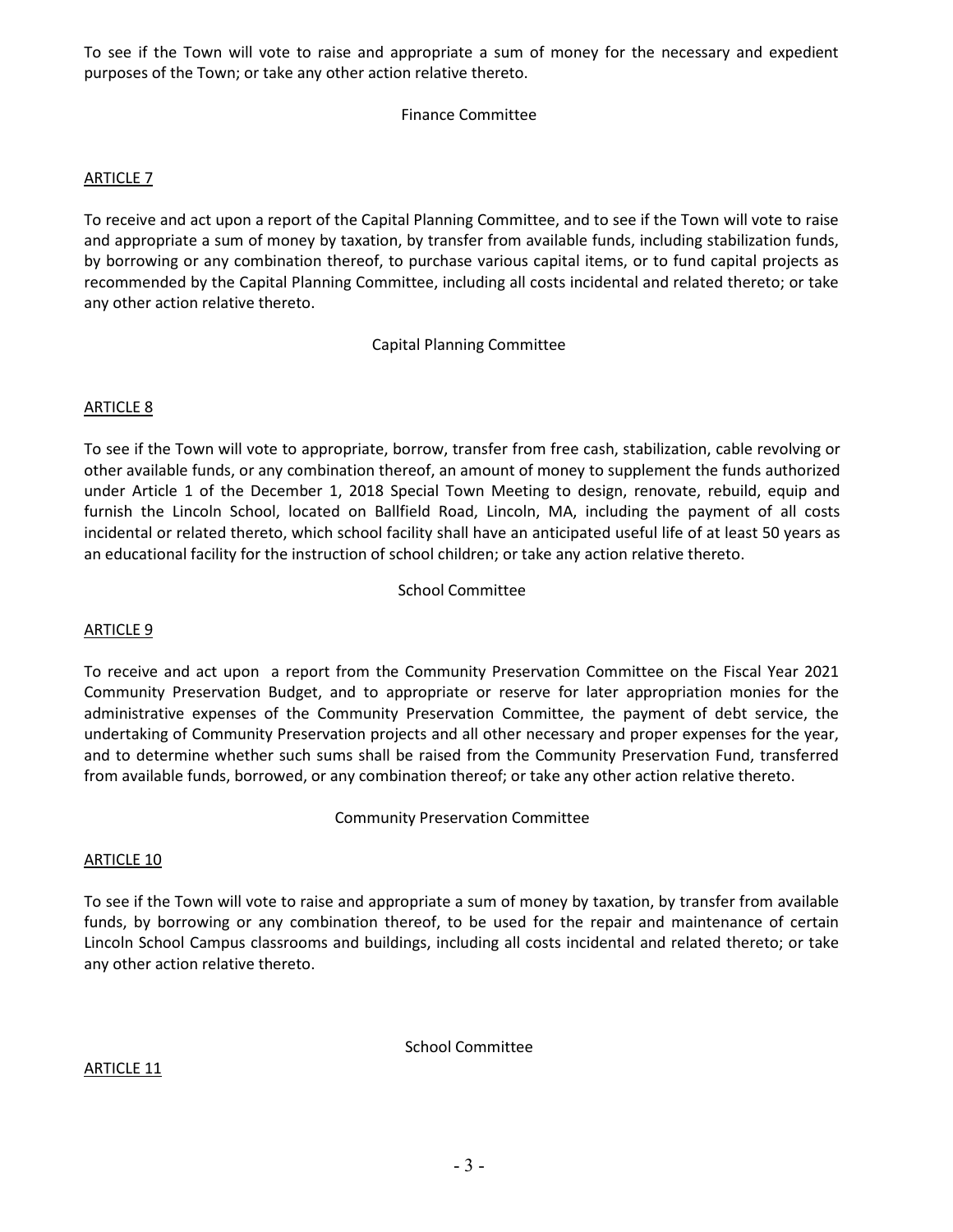To see if the Town will vote to raise and appropriate a sum of money for the necessary and expedient purposes of the Town; or take any other action relative thereto.

Finance Committee

ARTICLE 7

To receive and act upon a report of the Capital Planning Committee, and to see if the Town will vote to raise and appropriate a sum of money by taxation, by transfer from available funds, including stabilization funds, by borrowing or any combination thereof, to purchase various capital items, or to fund capital projects as recommended by the Capital Planning Committee, including all costs incidental and related thereto; or take any other action relative thereto.

Capital Planning Committee

ARTICLE 8

To see if the Town will vote to appropriate, borrow, transfer from free cash, stabilization, cable revolving or other available funds, or any combination thereof, an amount of money to supplement the funds authorized under Article 1 of the December 1, 2018 Special Town Meeting to design, renovate, rebuild, equip and furnish the Lincoln School, located on Ballfield Road, Lincoln, MA, including the payment of all costs incidental or related thereto, which school facility shall have an anticipated useful life of at least 50 years as an educational facility for the instruction of school children; or take any action relative thereto.

School Committee

ARTICLE 9

To receive and act upon a report from the Community Preservation Committee on the Fiscal Year 2021 Community Preservation Budget, and to appropriate or reserve for later appropriation monies for the administrative expenses of the Community Preservation Committee, the payment of debt service, the undertaking of Community Preservation projects and all other necessary and proper expenses for the year, and to determine whether such sums shall be raised from the Community Preservation Fund, transferred from available funds, borrowed, or any combination thereof; or take any other action relative thereto.

Community Preservation Committee

ARTICLE 10

To see if the Town will vote to raise and appropriate a sum of money by taxation, by transfer from available funds, by borrowing or any combination thereof, to be used for the repair and maintenance of certain Lincoln School Campus classrooms and buildings, including all costs incidental and related thereto; or take any other action relative thereto.

School Committee

ARTICLE 11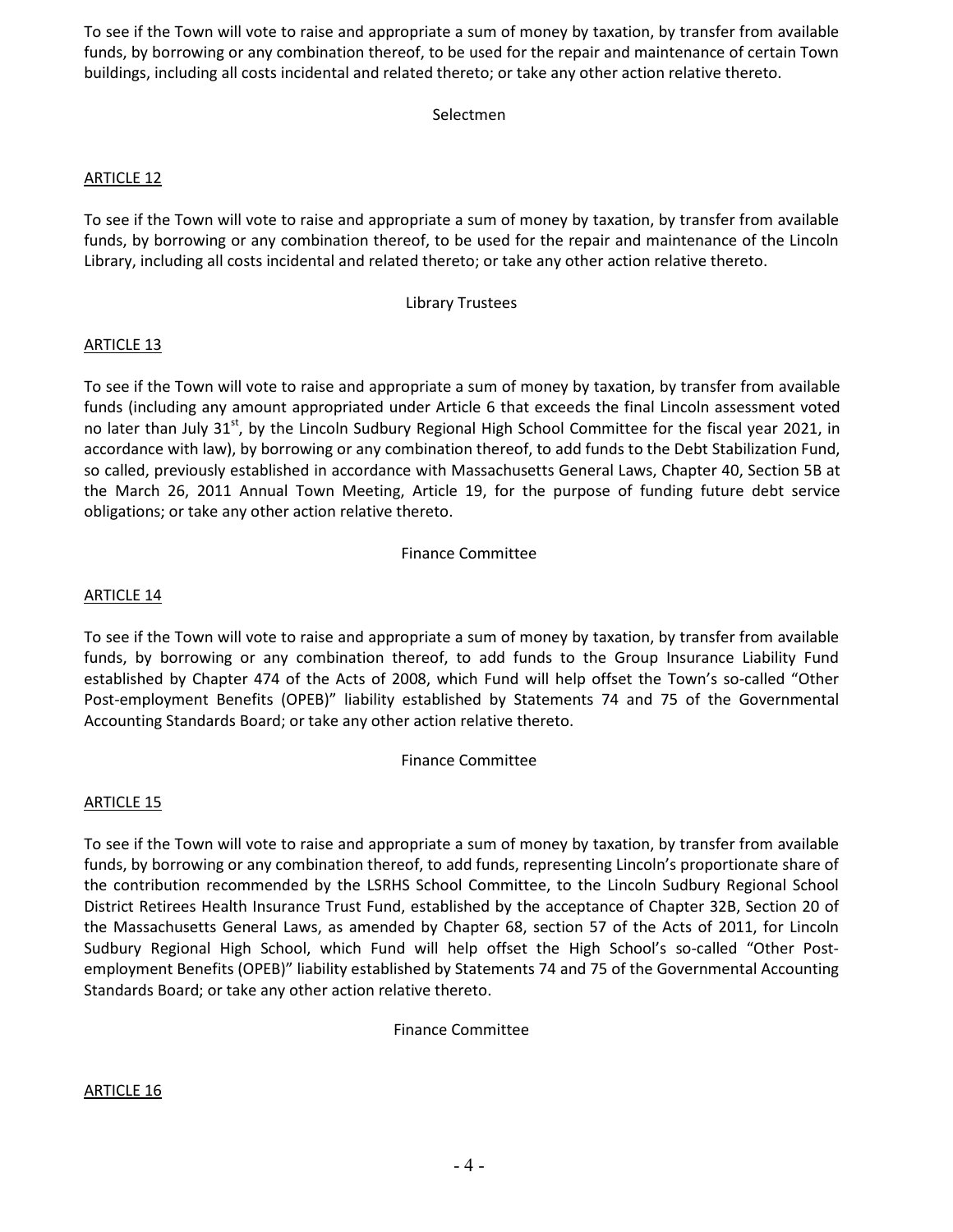To see if the Town will vote to raise and appropriate a sum of money by taxation, by transfer from available funds, by borrowing or any combination thereof, to be used for the repair and maintenance of certain Town buildings, including all costs incidental and related thereto; or take any other action relative thereto.

Selectmen

ARTICLE 12

To see if the Town will vote to raise and appropriate a sum of money by taxation, by transfer from available funds, by borrowing or any combination thereof, to be used for the repair and maintenance of the Lincoln Library, including all costs incidental and related thereto; or take any other action relative thereto.

Library Trustees

ARTICLE 13

To see if the Town will vote to raise and appropriate a sum of money by taxation, by transfer from available funds (including any amount appropriated under Article 6 that exceeds the final Lincoln assessment voted no later than July 31st, by the Lincoln Sudbury Regional High School Committee for the fiscal year 2021, in accordance with law), by borrowing or any combination thereof, to add funds to the Debt Stabilization Fund, so called, previously established in accordance with Massachusetts General Laws, Chapter 40, Section 5B at the March 26, 2011 Annual Town Meeting, Article 19, for the purpose of funding future debt service obligations; or take any other action relative thereto.

Finance Committee

ARTICLE 14

To see if the Town will vote to raise and appropriate a sum of money by taxation, by transfer from available funds, by borrowing or any combination thereof, to add funds to the Group Insurance Liability Fund established by Chapter 474 of the Acts of 2008, which Fund will help offset the Town's so-called "Other Post-employment Benefits (OPEB)" liability established by Statements 74 and 75 of the Governmental Accounting Standards Board; or take any other action relative thereto.

Finance Committee

ARTICLE 15

To see if the Town will vote to raise and appropriate a sum of money by taxation, by transfer from available funds, by borrowing or any combination thereof, to add funds, representing Lincoln's proportionate share of the contribution recommended by the LSRHS School Committee, to the Lincoln Sudbury Regional School District Retirees Health Insurance Trust Fund, established by the acceptance of Chapter 32B, Section 20 of the Massachusetts General Laws, as amended by Chapter 68, section 57 of the Acts of 2011, for Lincoln Sudbury Regional High School, which Fund will help offset the High School's so-called "Other Post-employment Benefits (OPEB)" liability established by Statements 74 and 75 of the Governmental Accounting Standards Board; or take any other action relative thereto.

Finance Committee

ARTICLE 16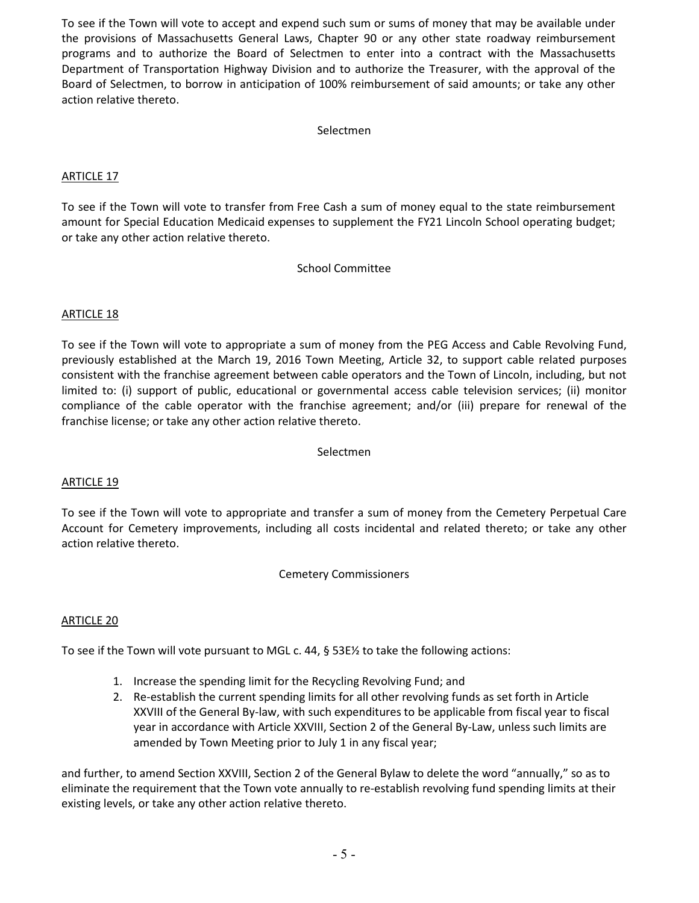To see if the Town will vote to accept and expend such sum or sums of money that may be available under the provisions of Massachusetts General Laws, Chapter 90 or any other state roadway reimbursement programs and to authorize the Board of Selectmen to enter into a contract with the Massachusetts Department of Transportation Highway Division and to authorize the Treasurer, with the approval of the Board of Selectmen, to borrow in anticipation of 100% reimbursement of said amounts; or take any other action relative thereto.

Selectmen

## ARTICLE 17

To see if the Town will vote to transfer from Free Cash a sum of money equal to the state reimbursement amount for Special Education Medicaid expenses to supplement the FY21 Lincoln School operating budget; or take any other action relative thereto.

School Committee

## ARTICLE 18

To see if the Town will vote to appropriate a sum of money from the PEG Access and Cable Revolving Fund, previously established at the March 19, 2016 Town Meeting, Article 32, to support cable related purposes consistent with the franchise agreement between cable operators and the Town of Lincoln, including, but not limited to: (i) support of public, educational or governmental access cable television services; (ii) monitor compliance of the cable operator with the franchise agreement; and/or (iii) prepare for renewal of the franchise license; or take any other action relative thereto.

Selectmen

## ARTICLE 19

To see if the Town will vote to appropriate and transfer a sum of money from the Cemetery Perpetual Care Account for Cemetery improvements, including all costs incidental and related thereto; or take any other action relative thereto.

Cemetery Commissioners

## ARTICLE 20

To see if the Town will vote pursuant to MGL c. 44, § 53E½ to take the following actions:

1. Increase the spending limit for the Recycling Revolving Fund; and
2. Re-establish the current spending limits for all other revolving funds as set forth in Article XXVIII of the General By-law, with such expenditures to be applicable from fiscal year to fiscal year in accordance with Article XXVIII, Section 2 of the General By-Law, unless such limits are amended by Town Meeting prior to July 1 in any fiscal year;

and further, to amend Section XXVIII, Section 2 of the General Bylaw to delete the word “annually,” so as to eliminate the requirement that the Town vote annually to re-establish revolving fund spending limits at their existing levels, or take any other action relative thereto.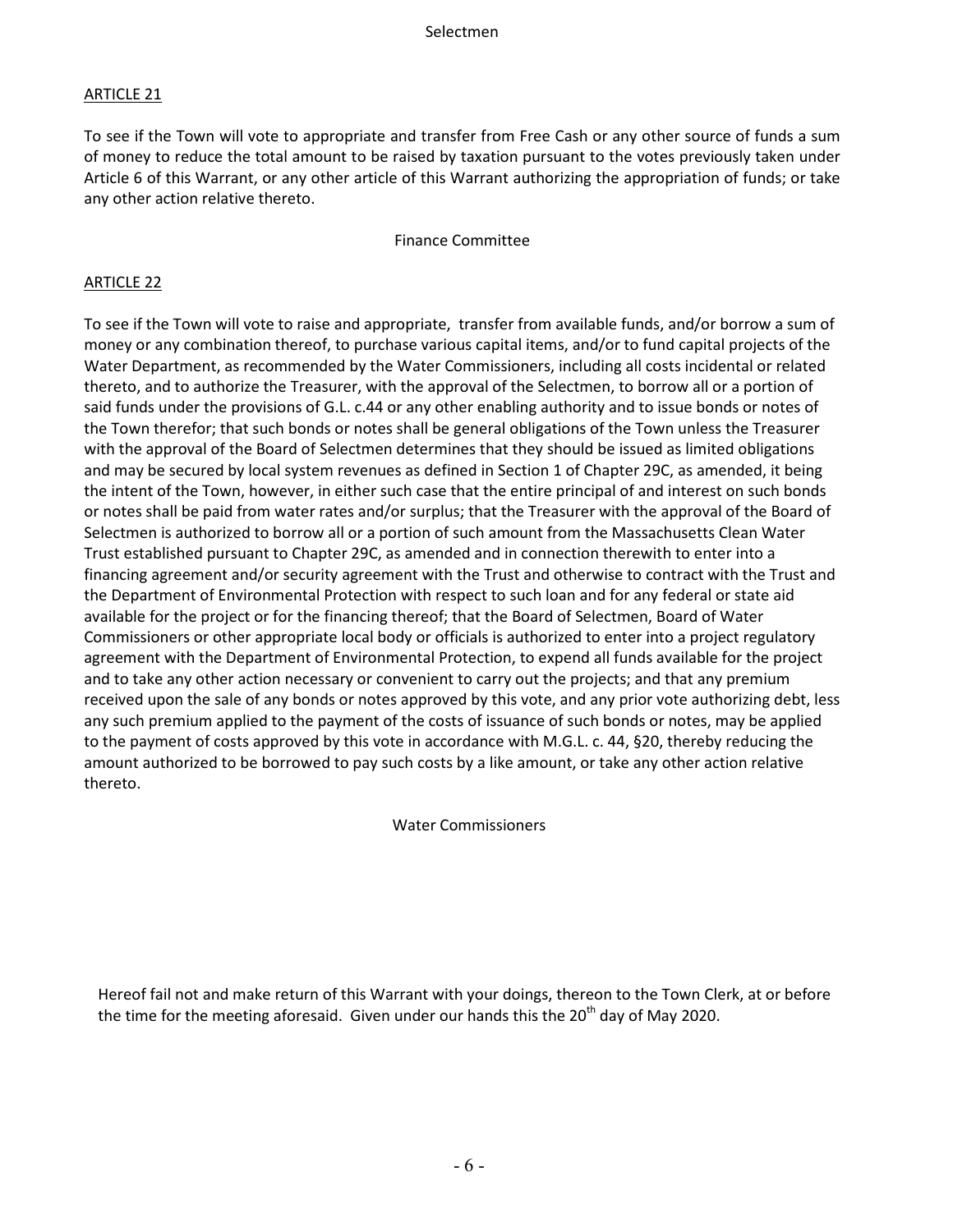Selectmen

ARTICLE 21

To see if the Town will vote to appropriate and transfer from Free Cash or any other source of funds a sum of money to reduce the total amount to be raised by taxation pursuant to the votes previously taken under Article 6 of this Warrant, or any other article of this Warrant authorizing the appropriation of funds; or take any other action relative thereto.

Finance Committee

ARTICLE 22

To see if the Town will vote to raise and appropriate, transfer from available funds, and/or borrow a sum of money or any combination thereof, to purchase various capital items, and/or to fund capital projects of the Water Department, as recommended by the Water Commissioners, including all costs incidental or related thereto, and to authorize the Treasurer, with the approval of the Selectmen, to borrow all or a portion of said funds under the provisions of G.L. c.44 or any other enabling authority and to issue bonds or notes of the Town therefor; that such bonds or notes shall be general obligations of the Town unless the Treasurer with the approval of the Board of Selectmen determines that they should be issued as limited obligations and may be secured by local system revenues as defined in Section 1 of Chapter 29C, as amended, it being the intent of the Town, however, in either such case that the entire principal of and interest on such bonds or notes shall be paid from water rates and/or surplus; that the Treasurer with the approval of the Board of Selectmen is authorized to borrow all or a portion of such amount from the Massachusetts Clean Water Trust established pursuant to Chapter 29C, as amended and in connection therewith to enter into a financing agreement and/or security agreement with the Trust and otherwise to contract with the Trust and the Department of Environmental Protection with respect to such loan and for any federal or state aid available for the project or for the financing thereof; that the Board of Selectmen, Board of Water Commissioners or other appropriate local body or officials is authorized to enter into a project regulatory agreement with the Department of Environmental Protection, to expend all funds available for the project and to take any other action necessary or convenient to carry out the projects; and that any premium received upon the sale of any bonds or notes approved by this vote, and any prior vote authorizing debt, less any such premium applied to the payment of the costs of issuance of such bonds or notes, may be applied to the payment of costs approved by this vote in accordance with M.G.L. c. 44, §20, thereby reducing the amount authorized to be borrowed to pay such costs by a like amount, or take any other action relative thereto.

Water Commissioners

Hereof fail not and make return of this Warrant with your doings, thereon to the Town Clerk, at or before the time for the meeting aforesaid. Given under our hands this the 20th day of May 2020.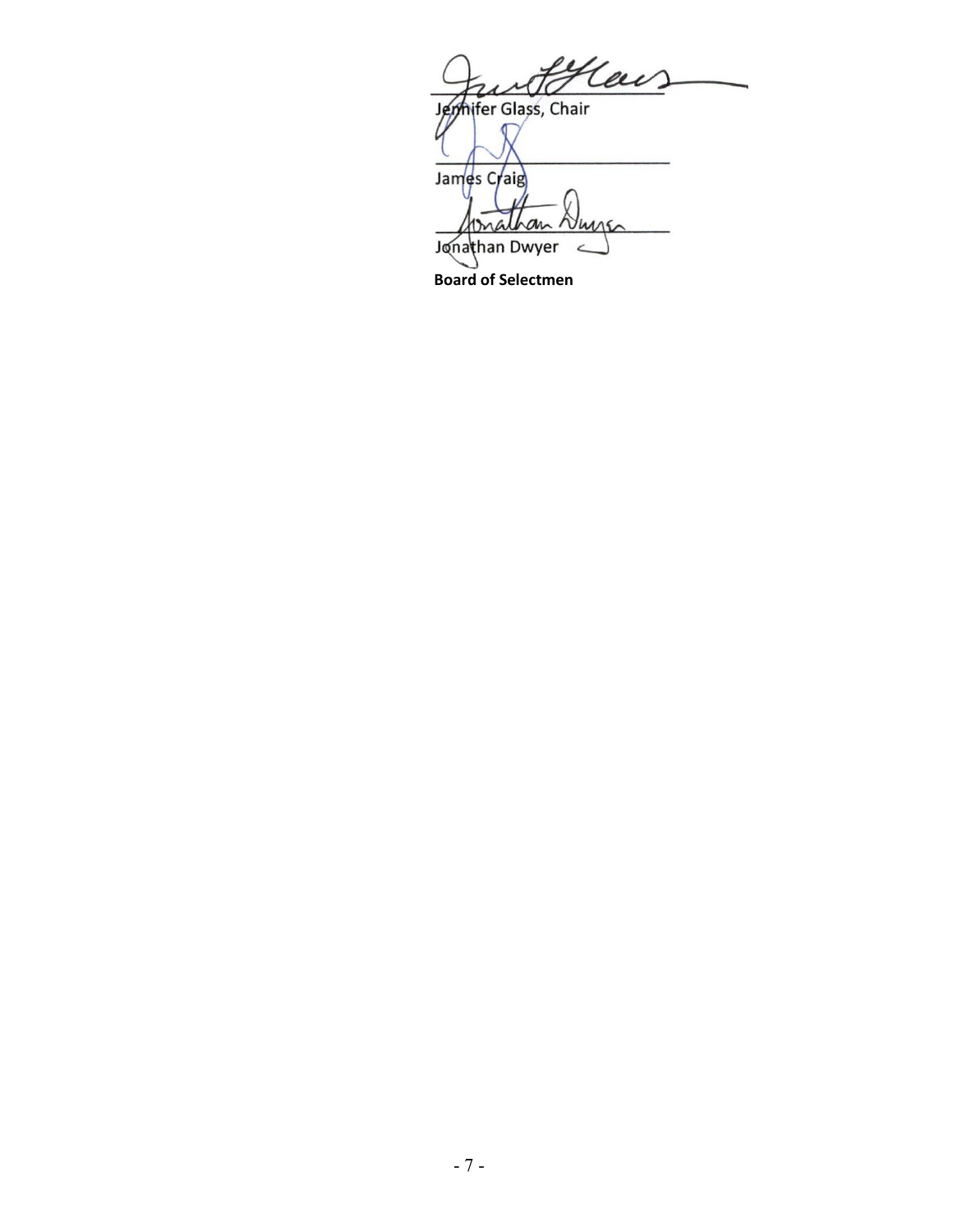_________________________
Jennifer Glass, Chair

_________________________
James Craig

_________________________
Jonathan Dwyer

**Board of Selectmen**